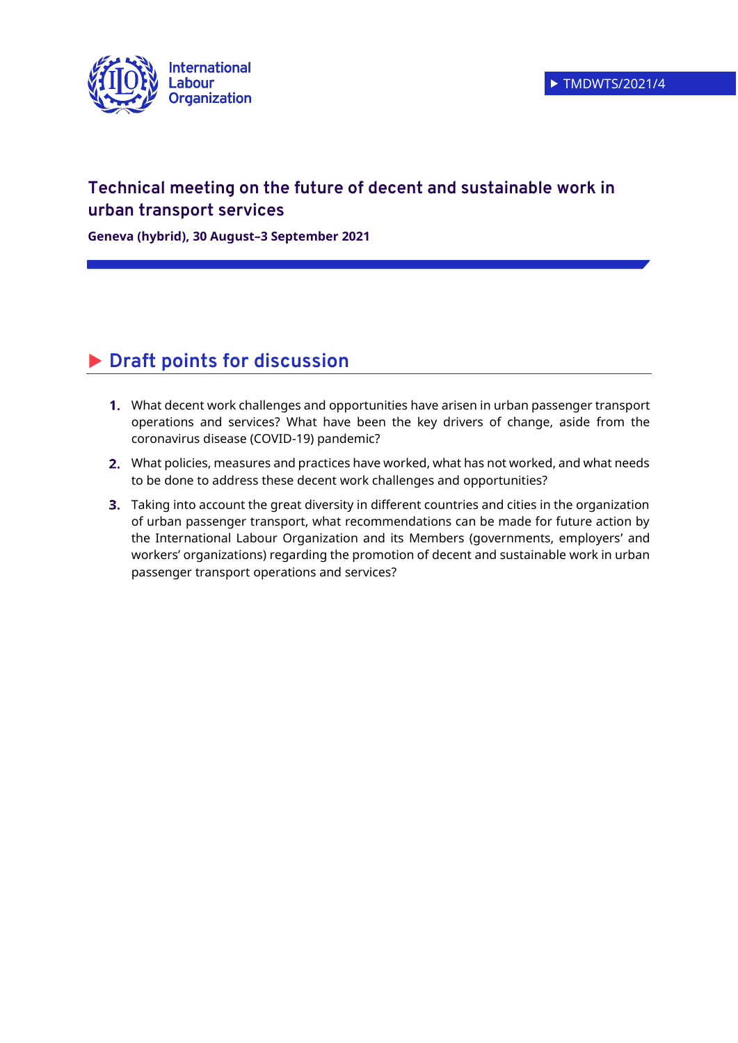International Labour Organization

TMDWTS/2021/4

# Technical meeting on the future of decent and sustainable work in urban transport services

**Geneva (hybrid), 30 August–3 September 2021**

## Draft points for discussion

1. What decent work challenges and opportunities have arisen in urban passenger transport operations and services? What have been the key drivers of change, aside from the coronavirus disease (COVID-19) pandemic?
2. What policies, measures and practices have worked, what has not worked, and what needs to be done to address these decent work challenges and opportunities?
3. Taking into account the great diversity in different countries and cities in the organization of urban passenger transport, what recommendations can be made for future action by the International Labour Organization and its Members (governments, employers' and workers' organizations) regarding the promotion of decent and sustainable work in urban passenger transport operations and services?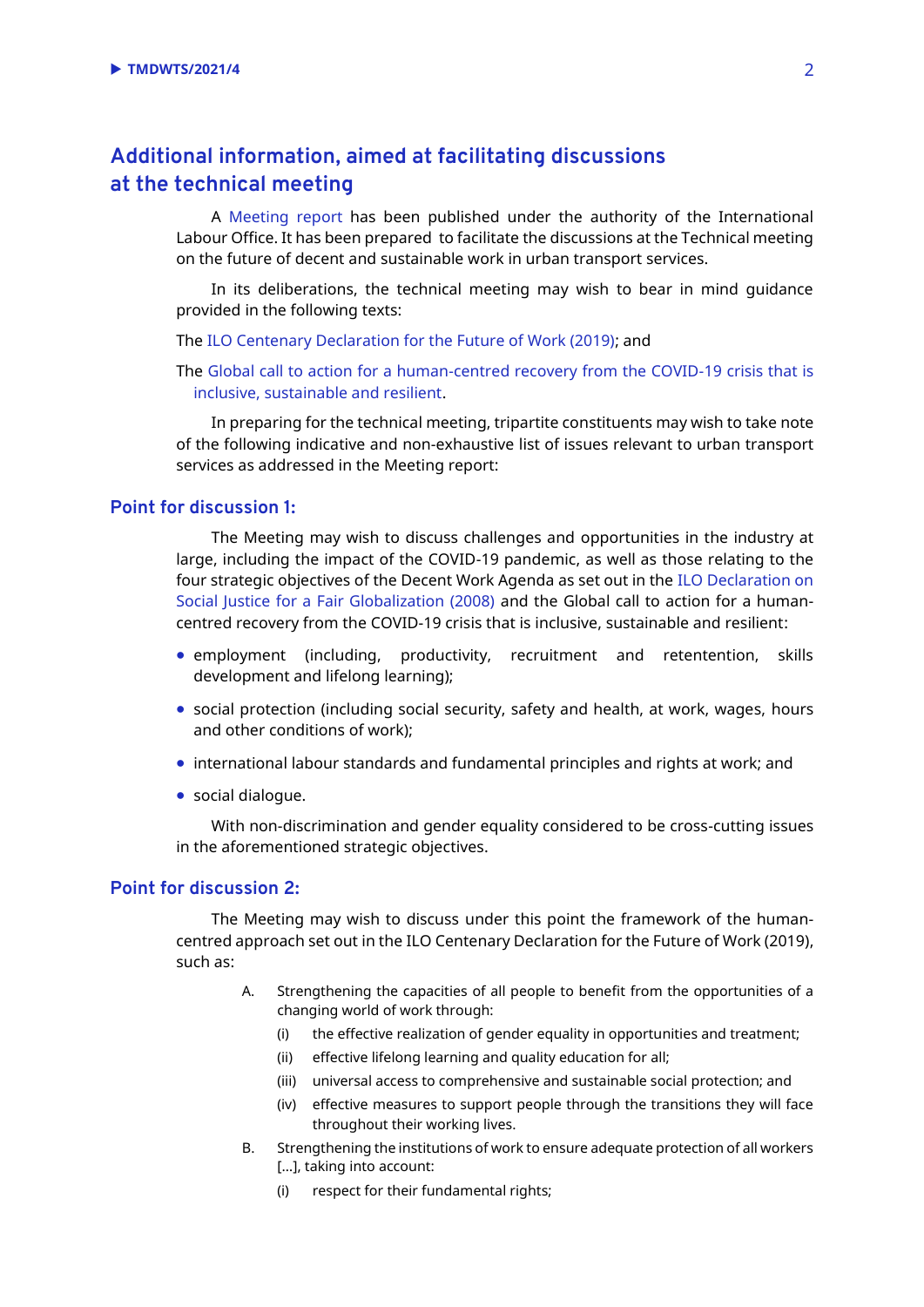## Additional information, aimed at facilitating discussions at the technical meeting

A Meeting report has been published under the authority of the International Labour Office. It has been prepared to facilitate the discussions at the Technical meeting on the future of decent and sustainable work in urban transport services.

In its deliberations, the technical meeting may wish to bear in mind guidance provided in the following texts:

The ILO Centenary Declaration for the Future of Work (2019); and

The Global call to action for a human-centred recovery from the COVID-19 crisis that is inclusive, sustainable and resilient.

In preparing for the technical meeting, tripartite constituents may wish to take note of the following indicative and non-exhaustive list of issues relevant to urban transport services as addressed in the Meeting report:

### Point for discussion 1:

The Meeting may wish to discuss challenges and opportunities in the industry at large, including the impact of the COVID-19 pandemic, as well as those relating to the four strategic objectives of the Decent Work Agenda as set out in the ILO Declaration on Social Justice for a Fair Globalization (2008) and the Global call to action for a human-centred recovery from the COVID-19 crisis that is inclusive, sustainable and resilient:

- employment (including, productivity, recruitment and retentention, skills development and lifelong learning);
- social protection (including social security, safety and health, at work, wages, hours and other conditions of work);
- international labour standards and fundamental principles and rights at work; and
- social dialogue.

With non-discrimination and gender equality considered to be cross-cutting issues in the aforementioned strategic objectives.

### Point for discussion 2:

The Meeting may wish to discuss under this point the framework of the human-centred approach set out in the ILO Centenary Declaration for the Future of Work (2019), such as:

A. Strengthening the capacities of all people to benefit from the opportunities of a changing world of work through:
   (i) the effective realization of gender equality in opportunities and treatment;
   (ii) effective lifelong learning and quality education for all;
   (iii) universal access to comprehensive and sustainable social protection; and
   (iv) effective measures to support people through the transitions they will face throughout their working lives.

B. Strengthening the institutions of work to ensure adequate protection of all workers [...], taking into account:
   (i) respect for their fundamental rights;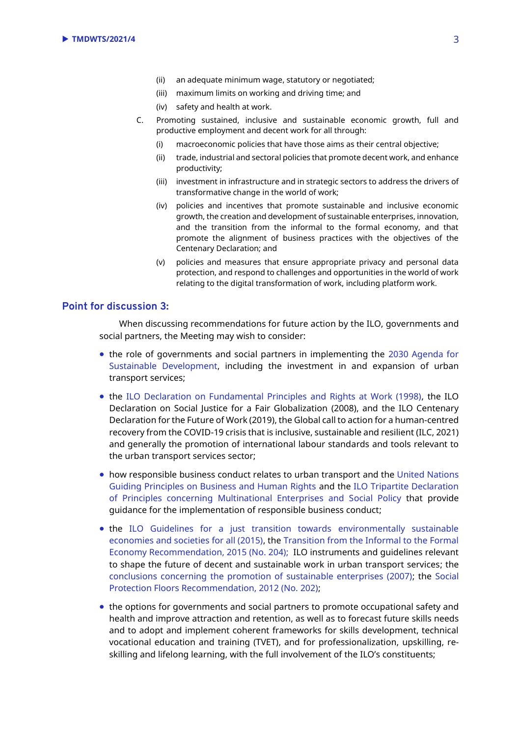(ii) an adequate minimum wage, statutory or negotiated;

(iii) maximum limits on working and driving time; and

(iv) safety and health at work.

C. Promoting sustained, inclusive and sustainable economic growth, full and productive employment and decent work for all through:

(i) macroeconomic policies that have those aims as their central objective;

(ii) trade, industrial and sectoral policies that promote decent work, and enhance productivity;

(iii) investment in infrastructure and in strategic sectors to address the drivers of transformative change in the world of work;

(iv) policies and incentives that promote sustainable and inclusive economic growth, the creation and development of sustainable enterprises, innovation, and the transition from the informal to the formal economy, and that promote the alignment of business practices with the objectives of the Centenary Declaration; and

(v) policies and measures that ensure appropriate privacy and personal data protection, and respond to challenges and opportunities in the world of work relating to the digital transformation of work, including platform work.

## Point for discussion 3:

When discussing recommendations for future action by the ILO, governments and social partners, the Meeting may wish to consider:

- the role of governments and social partners in implementing the 2030 Agenda for Sustainable Development, including the investment in and expansion of urban transport services;
- the ILO Declaration on Fundamental Principles and Rights at Work (1998), the ILO Declaration on Social Justice for a Fair Globalization (2008), and the ILO Centenary Declaration for the Future of Work (2019), the Global call to action for a human-centred recovery from the COVID-19 crisis that is inclusive, sustainable and resilient (ILC, 2021) and generally the promotion of international labour standards and tools relevant to the urban transport services sector;
- how responsible business conduct relates to urban transport and the United Nations Guiding Principles on Business and Human Rights and the ILO Tripartite Declaration of Principles concerning Multinational Enterprises and Social Policy that provide guidance for the implementation of responsible business conduct;
- the ILO Guidelines for a just transition towards environmentally sustainable economies and societies for all (2015), the Transition from the Informal to the Formal Economy Recommendation, 2015 (No. 204); ILO instruments and guidelines relevant to shape the future of decent and sustainable work in urban transport services; the conclusions concerning the promotion of sustainable enterprises (2007); the Social Protection Floors Recommendation, 2012 (No. 202);
- the options for governments and social partners to promote occupational safety and health and improve attraction and retention, as well as to forecast future skills needs and to adopt and implement coherent frameworks for skills development, technical vocational education and training (TVET), and for professionalization, upskilling, re-skilling and lifelong learning, with the full involvement of the ILO's constituents;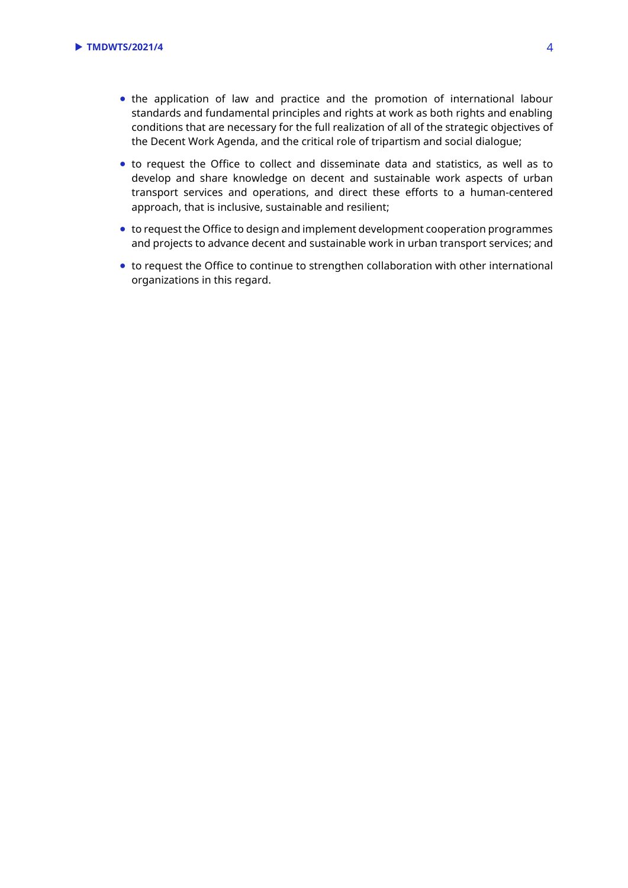- the application of law and practice and the promotion of international labour standards and fundamental principles and rights at work as both rights and enabling conditions that are necessary for the full realization of all of the strategic objectives of the Decent Work Agenda, and the critical role of tripartism and social dialogue;
- to request the Office to collect and disseminate data and statistics, as well as to develop and share knowledge on decent and sustainable work aspects of urban transport services and operations, and direct these efforts to a human-centered approach, that is inclusive, sustainable and resilient;
- to request the Office to design and implement development cooperation programmes and projects to advance decent and sustainable work in urban transport services; and
- to request the Office to continue to strengthen collaboration with other international organizations in this regard.